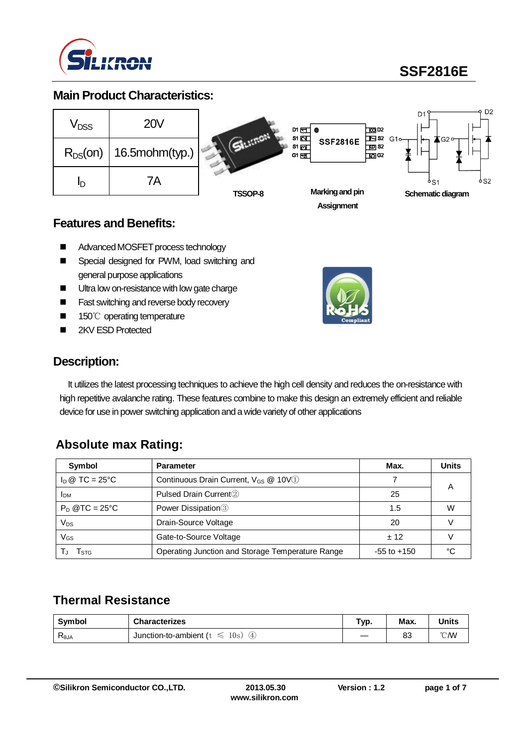# SSF2816E

## Main Product Characteristics:

| | |
|---|---|
| $V_{DSS}$ | 20V |
| $R_{DS}(on)$ | 16.5mohm(typ.) |
| $I_D$ | 7A |

TSSOP-8

Marking and pin Assignment

Schematic diagram

## Features and Benefits:

- Advanced MOSFET process technology
- Special designed for PWM, load switching and general purpose applications
- Ultra low on-resistance with low gate charge
- Fast switching and reverse body recovery
- 150℃ operating temperature
- 2KV ESD Protected

## Description:

It utilizes the latest processing techniques to achieve the high cell density and reduces the on-resistance with high repetitive avalanche rating. These features combine to make this design an extremely efficient and reliable device for use in power switching application and a wide variety of other applications

## Absolute max Rating:

| Symbol | Parameter | Max. | Units |
|---|---|---|---|
| $I_D$ @ TC = 25°C | Continuous Drain Current, $V_{GS}$ @ 10V① | 7 | A |
| $I_{DM}$ | Pulsed Drain Current② | 25 | |
| $P_D$ @TC = 25°C | Power Dissipation③ | 1.5 | W |
| $V_{DS}$ | Drain-Source Voltage | 20 | V |
| $V_{GS}$ | Gate-to-Source Voltage | ± 12 | V |
| $T_J$ $T_{STG}$ | Operating Junction and Storage Temperature Range | -55 to +150 | °C |

## Thermal Resistance

| Symbol | Characterizes | Typ. | Max. | Units |
|---|---|---|---|---|
| $R_{\theta JA}$ | Junction-to-ambient (t ≤ 10s) ④ | — | 83 | ℃/W |

©Silikron Semiconductor CO.,LTD. 2013.05.30 www.silikron.com Version : 1.2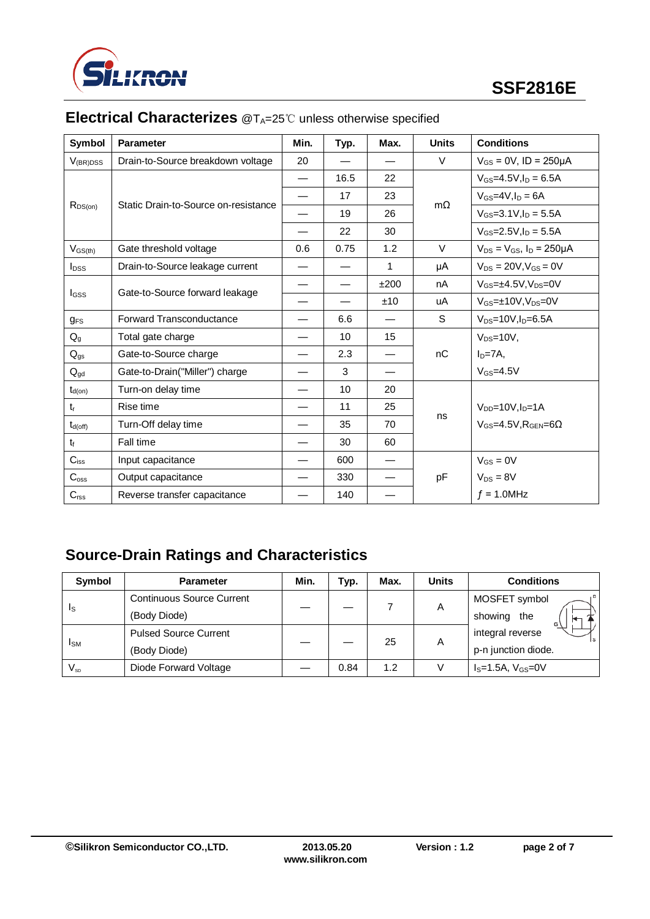## Electrical Characterizes @$T_A$=25℃ unless otherwise specified

| Symbol | Parameter | Min. | Typ. | Max. | Units | Conditions |
|---|---|---|---|---|---|---|
| $V_{(BR)DSS}$ | Drain-to-Source breakdown voltage | 20 | — | — | V | $V_{GS}$ = 0V, ID = 250μA |
| $R_{DS(on)}$ | Static Drain-to-Source on-resistance | — | 16.5 | 22 | mΩ | $V_{GS}$=4.5V,$I_D$ = 6.5A |
| | | — | 17 | 23 | | $V_{GS}$=4V,$I_D$ = 6A |
| | | — | 19 | 26 | | $V_{GS}$=3.1V,$I_D$ = 5.5A |
| | | — | 22 | 30 | | $V_{GS}$=2.5V,$I_D$ = 5.5A |
| $V_{GS(th)}$ | Gate threshold voltage | 0.6 | 0.75 | 1.2 | V | $V_{DS}$ = $V_{GS}$, $I_D$ = 250μA |
| $I_{DSS}$ | Drain-to-Source leakage current | — | — | 1 | μA | $V_{DS}$ = 20V,$V_{GS}$ = 0V |
| $I_{GSS}$ | Gate-to-Source forward leakage | — | — | ±200 | nA | $V_{GS}$=±4.5V,$V_{DS}$=0V |
| | | — | — | ±10 | uA | $V_{GS}$=±10V,$V_{DS}$=0V |
| $g_{FS}$ | Forward Transconductance | — | 6.6 | — | S | $V_{DS}$=10V,$I_D$=6.5A |
| $Q_g$ | Total gate charge | — | 10 | 15 | nC | $V_{DS}$=10V, |
| $Q_{gs}$ | Gate-to-Source charge | — | 2.3 | — | | $I_D$=7A, |
| $Q_{gd}$ | Gate-to-Drain("Miller") charge | — | 3 | — | | $V_{GS}$=4.5V |
| $t_{d(on)}$ | Turn-on delay time | — | 10 | 20 | ns | $V_{DD}$=10V,$I_D$=1A |
| $t_r$ | Rise time | — | 11 | 25 | | $V_{GS}$=4.5V,$R_{GEN}$=6Ω |
| $t_{d(off)}$ | Turn-Off delay time | — | 35 | 70 | | |
| $t_f$ | Fall time | — | 30 | 60 | | |
| $C_{iss}$ | Input capacitance | — | 600 | — | pF | $V_{GS}$ = 0V |
| $C_{oss}$ | Output capacitance | — | 330 | — | | $V_{DS}$ = 8V |
| $C_{rss}$ | Reverse transfer capacitance | — | 140 | — | | $f$ = 1.0MHz |

## Source-Drain Ratings and Characteristics

| Symbol | Parameter | Min. | Typ. | Max. | Units | Conditions |
|---|---|---|---|---|---|---|
| $I_S$ | Continuous Source Current (Body Diode) | — | — | 7 | A | MOSFET symbol showing the integral reverse p-n junction diode. |
| $I_{SM}$ | Pulsed Source Current (Body Diode) | — | — | 25 | A | |
| $V_{SD}$ | Diode Forward Voltage | — | 0.84 | 1.2 | V | $I_S$=1.5A, $V_{GS}$=0V |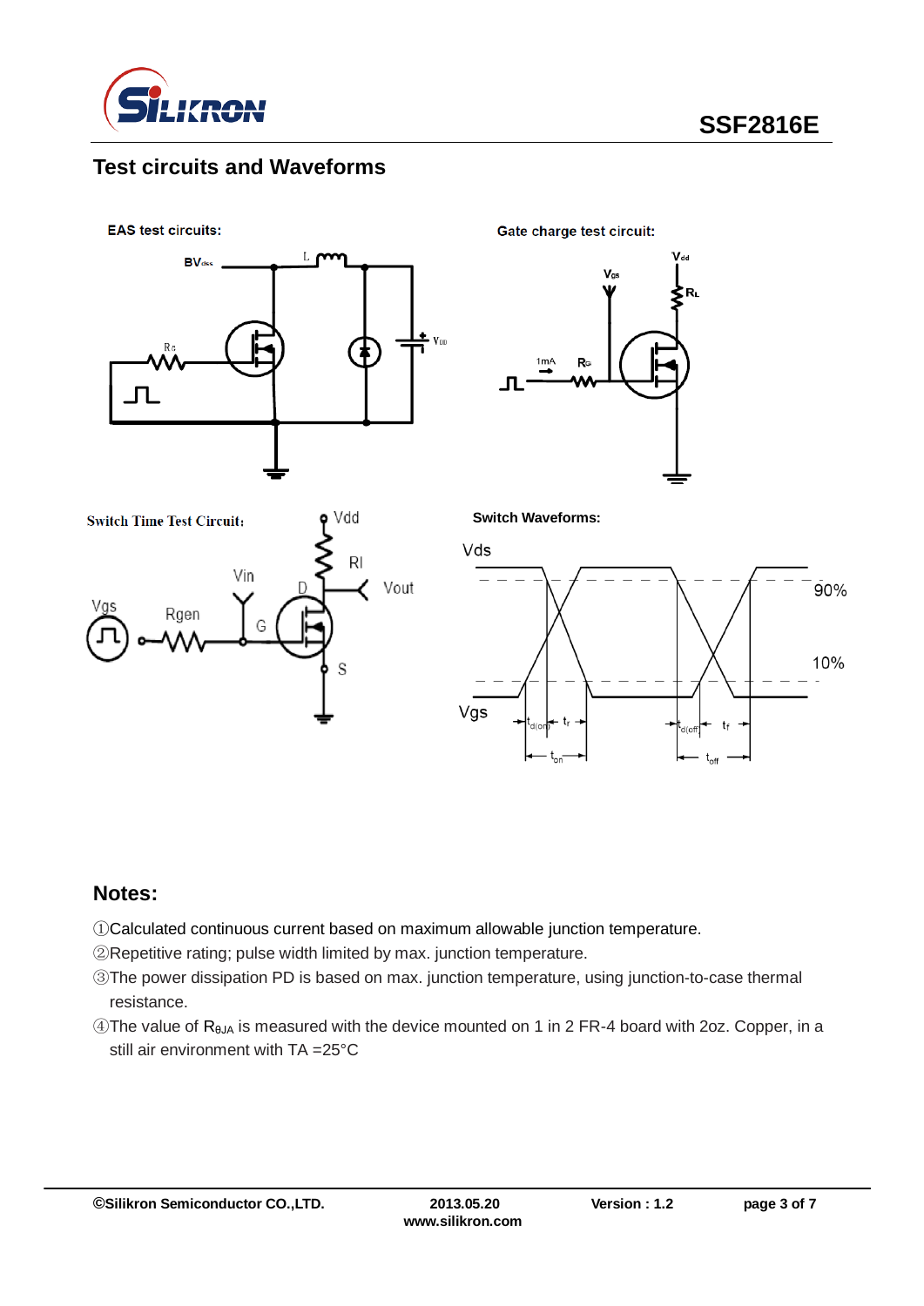## Test circuits and Waveforms

EAS test circuits:

Gate charge test circuit:

Switch Time Test Circuit:

Switch Waveforms:

## Notes:

①Calculated continuous current based on maximum allowable junction temperature.

②Repetitive rating; pulse width limited by max. junction temperature.

③The power dissipation PD is based on max. junction temperature, using junction-to-case thermal resistance.

④The value of $R_{\theta JA}$ is measured with the device mounted on 1 in 2 FR-4 board with 2oz. Copper, in a still air environment with TA =25°C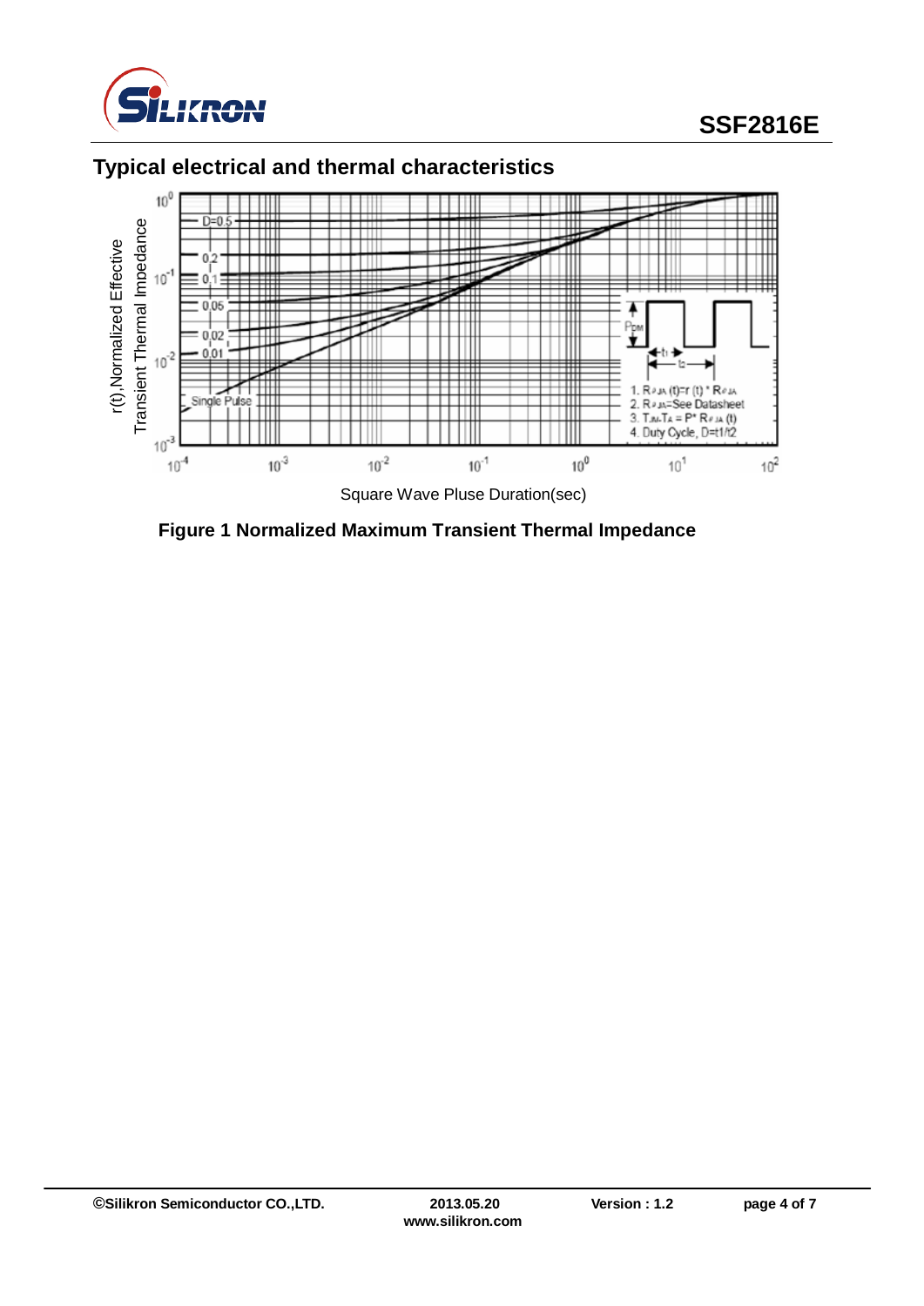## Typical electrical and thermal characteristics

**Figure 1 Normalized Maximum Transient Thermal Impedance**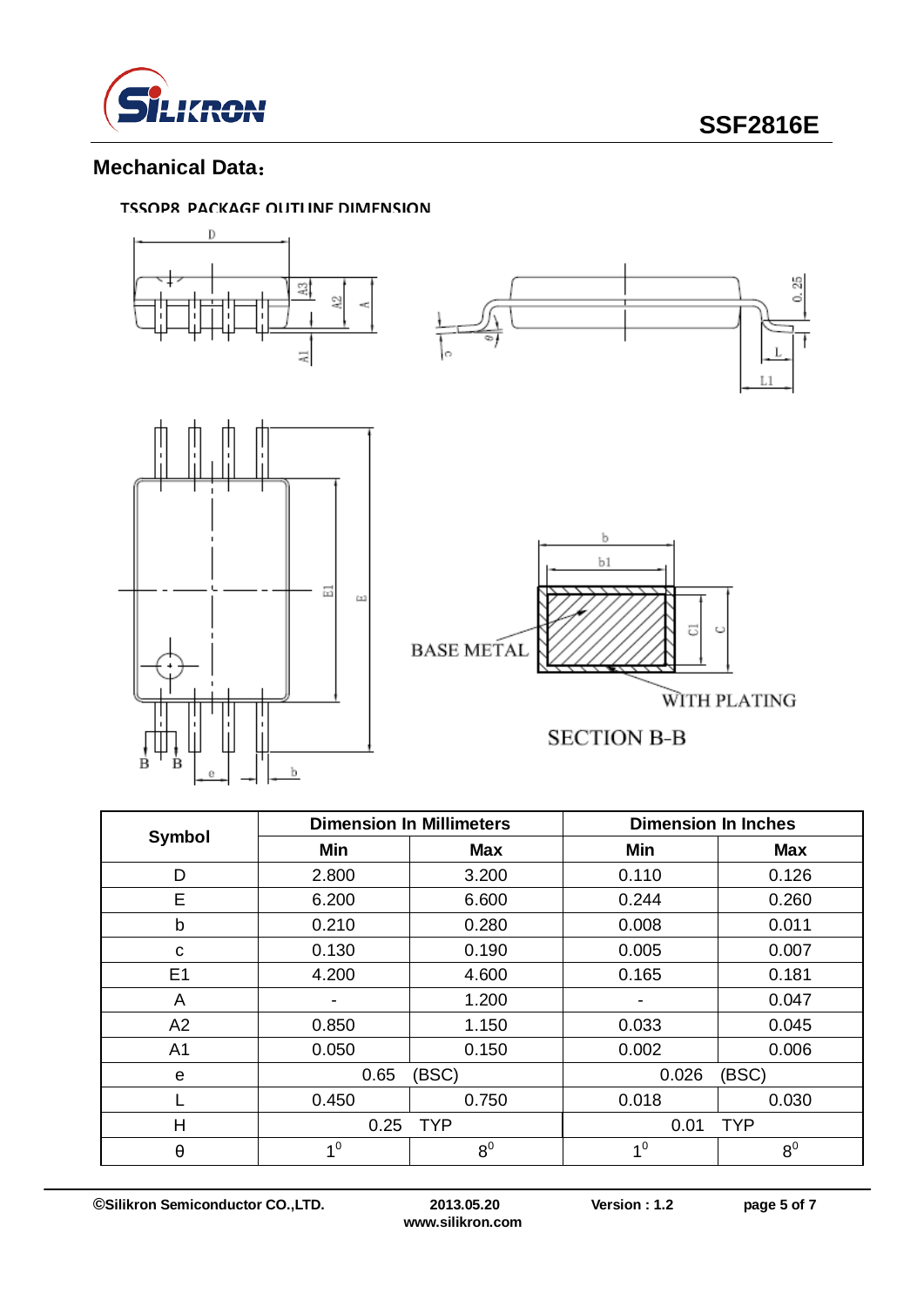## Mechanical Data：

TSSOP8 PACKAGE OUTLINE DIMENSION

BASE METAL

WITH PLATING

SECTION B-B

| Symbol | Dimension In Millimeters | | Dimension In Inches | |
|---|---|---|---|---|
| | Min | Max | Min | Max |
| D | 2.800 | 3.200 | 0.110 | 0.126 |
| E | 6.200 | 6.600 | 0.244 | 0.260 |
| b | 0.210 | 0.280 | 0.008 | 0.011 |
| c | 0.130 | 0.190 | 0.005 | 0.007 |
| E1 | 4.200 | 4.600 | 0.165 | 0.181 |
| A | - | 1.200 | - | 0.047 |
| A2 | 0.850 | 1.150 | 0.033 | 0.045 |
| A1 | 0.050 | 0.150 | 0.002 | 0.006 |
| e | 0.65 (BSC) | | 0.026 (BSC) | |
| L | 0.450 | 0.750 | 0.018 | 0.030 |
| H | 0.25 TYP | | 0.01 TYP | |
| θ | $1^0$ | $8^0$ | $1^0$ | $8^0$ |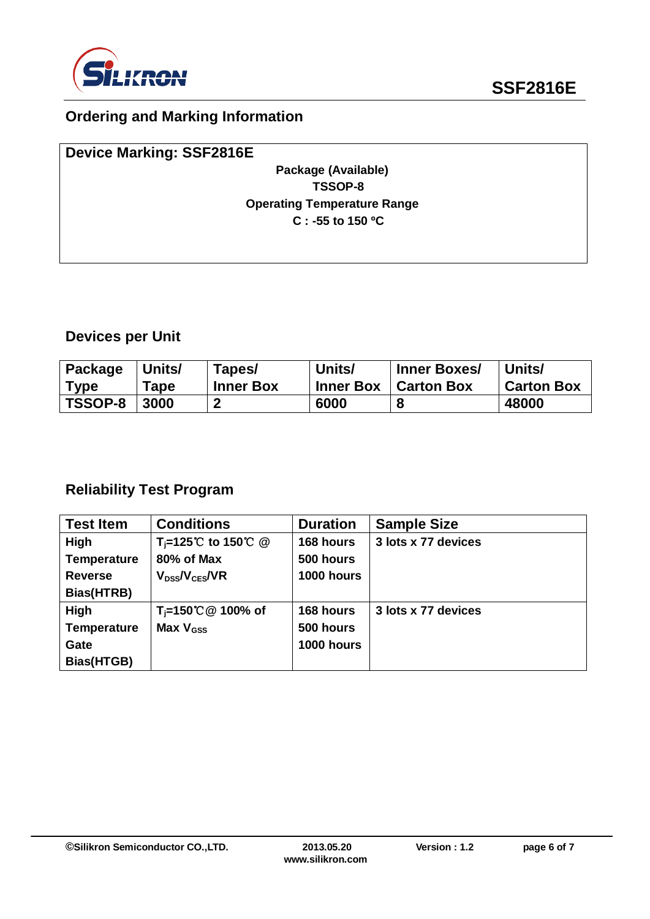## Ordering and Marking Information

**Device Marking: SSF2816E**

**Package (Available)**
**TSSOP-8**
**Operating Temperature Range**
**C : -55 to 150 ºC**

## Devices per Unit

| Package Type | Units/ Tape | Tapes/ Inner Box | Units/ Inner Box | Inner Boxes/ Carton Box | Units/ Carton Box |
|---|---|---|---|---|---|
| TSSOP-8 | 3000 | 2 | 6000 | 8 | 48000 |

## Reliability Test Program

| Test Item | Conditions | Duration | Sample Size |
|---|---|---|---|
| High Temperature Reverse Bias(HTRB) | $T_j$=125℃ to 150℃ @ 80% of Max $V_{DSS}$/$V_{CES}$/VR | 168 hours<br>500 hours<br>1000 hours | 3 lots x 77 devices |
| High Temperature Gate Bias(HTGB) | $T_j$=150℃@ 100% of Max $V_{GSS}$ | 168 hours<br>500 hours<br>1000 hours | 3 lots x 77 devices |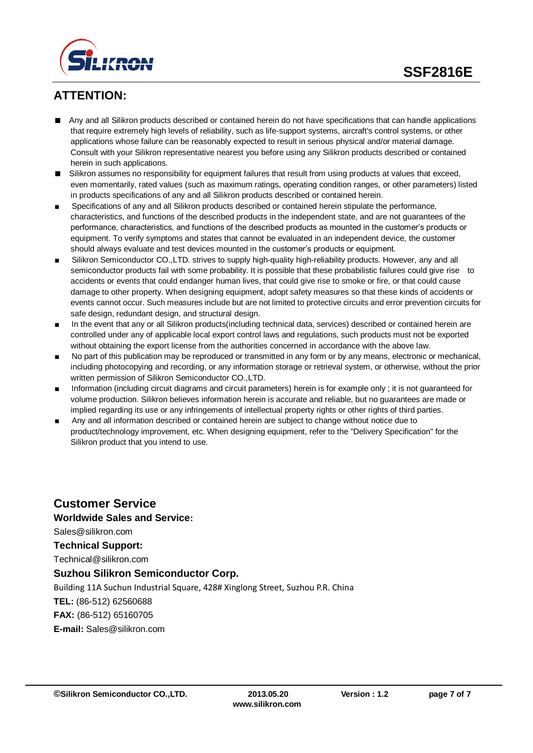## ATTENTION:

- Any and all Silikron products described or contained herein do not have specifications that can handle applications that require extremely high levels of reliability, such as life-support systems, aircraft's control systems, or other applications whose failure can be reasonably expected to result in serious physical and/or material damage. Consult with your Silikron representative nearest you before using any Silikron products described or contained herein in such applications.
- Silikron assumes no responsibility for equipment failures that result from using products at values that exceed, even momentarily, rated values (such as maximum ratings, operating condition ranges, or other parameters) listed in products specifications of any and all Silikron products described or contained herein.
- Specifications of any and all Silikron products described or contained herein stipulate the performance, characteristics, and functions of the described products in the independent state, and are not guarantees of the performance, characteristics, and functions of the described products as mounted in the customer's products or equipment. To verify symptoms and states that cannot be evaluated in an independent device, the customer should always evaluate and test devices mounted in the customer's products or equipment.
- Silikron Semiconductor CO.,LTD. strives to supply high-quality high-reliability products. However, any and all semiconductor products fail with some probability. It is possible that these probabilistic failures could give rise to accidents or events that could endanger human lives, that could give rise to smoke or fire, or that could cause damage to other property. When designing equipment, adopt safety measures so that these kinds of accidents or events cannot occur. Such measures include but are not limited to protective circuits and error prevention circuits for safe design, redundant design, and structural design.
- In the event that any or all Silikron products(including technical data, services) described or contained herein are controlled under any of applicable local export control laws and regulations, such products must not be exported without obtaining the export license from the authorities concerned in accordance with the above law.
- No part of this publication may be reproduced or transmitted in any form or by any means, electronic or mechanical, including photocopying and recording, or any information storage or retrieval system, or otherwise, without the prior written permission of Silikron Semiconductor CO.,LTD.
- Information (including circuit diagrams and circuit parameters) herein is for example only ; it is not guaranteed for volume production. Silikron believes information herein is accurate and reliable, but no guarantees are made or implied regarding its use or any infringements of intellectual property rights or other rights of third parties.
- Any and all information described or contained herein are subject to change without notice due to product/technology improvement, etc. When designing equipment, refer to the "Delivery Specification" for the Silikron product that you intend to use.

## Customer Service

**Worldwide Sales and Service:**

Sales@silikron.com

**Technical Support:**

Technical@silikron.com

### Suzhou Silikron Semiconductor Corp.

Building 11A Suchun Industrial Square, 428# Xinglong Street, Suzhou P.R. China

**TEL:** (86-512) 62560688

**FAX:** (86-512) 65160705

**E-mail:** Sales@silikron.com